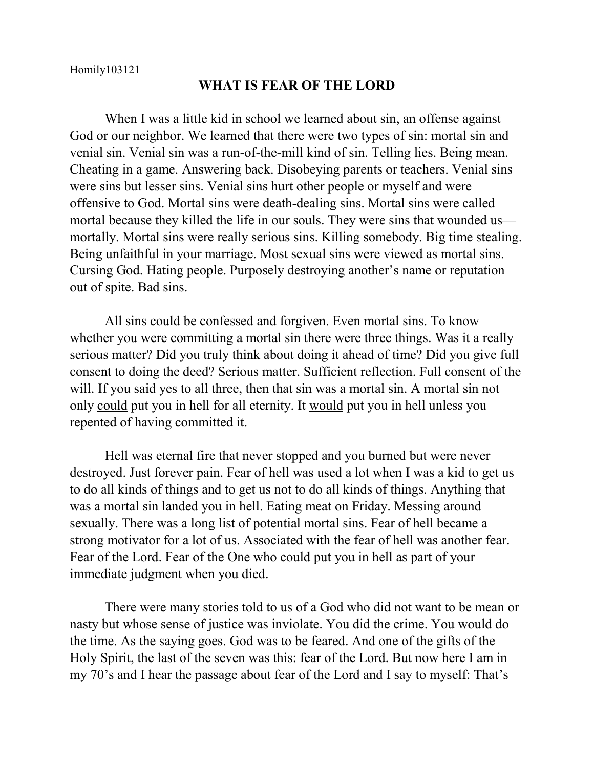Homily103121

# WHAT IS FEAR OF THE LORD

When I was a little kid in school we learned about sin, an offense against God or our neighbor. We learned that there were two types of sin: mortal sin and venial sin. Venial sin was a run-of-the-mill kind of sin. Telling lies. Being mean. Cheating in a game. Answering back. Disobeying parents or teachers. Venial sins were sins but lesser sins. Venial sins hurt other people or myself and were offensive to God. Mortal sins were death-dealing sins. Mortal sins were called mortal because they killed the life in our souls. They were sins that wounded us—mortally. Mortal sins were really serious sins. Killing somebody. Big time stealing. Being unfaithful in your marriage. Most sexual sins were viewed as mortal sins. Cursing God. Hating people. Purposely destroying another's name or reputation out of spite. Bad sins.

All sins could be confessed and forgiven. Even mortal sins. To know whether you were committing a mortal sin there were three things. Was it a really serious matter? Did you truly think about doing it ahead of time? Did you give full consent to doing the deed? Serious matter. Sufficient reflection. Full consent of the will. If you said yes to all three, then that sin was a mortal sin. A mortal sin not only <u>could</u> put you in hell for all eternity. It <u>would</u> put you in hell unless you repented of having committed it.

Hell was eternal fire that never stopped and you burned but were never destroyed. Just forever pain. Fear of hell was used a lot when I was a kid to get us to do all kinds of things and to get us <u>not</u> to do all kinds of things. Anything that was a mortal sin landed you in hell. Eating meat on Friday. Messing around sexually. There was a long list of potential mortal sins. Fear of hell became a strong motivator for a lot of us. Associated with the fear of hell was another fear. Fear of the Lord. Fear of the One who could put you in hell as part of your immediate judgment when you died.

There were many stories told to us of a God who did not want to be mean or nasty but whose sense of justice was inviolate. You did the crime. You would do the time. As the saying goes. God was to be feared. And one of the gifts of the Holy Spirit, the last of the seven was this: fear of the Lord. But now here I am in my 70's and I hear the passage about fear of the Lord and I say to myself: That's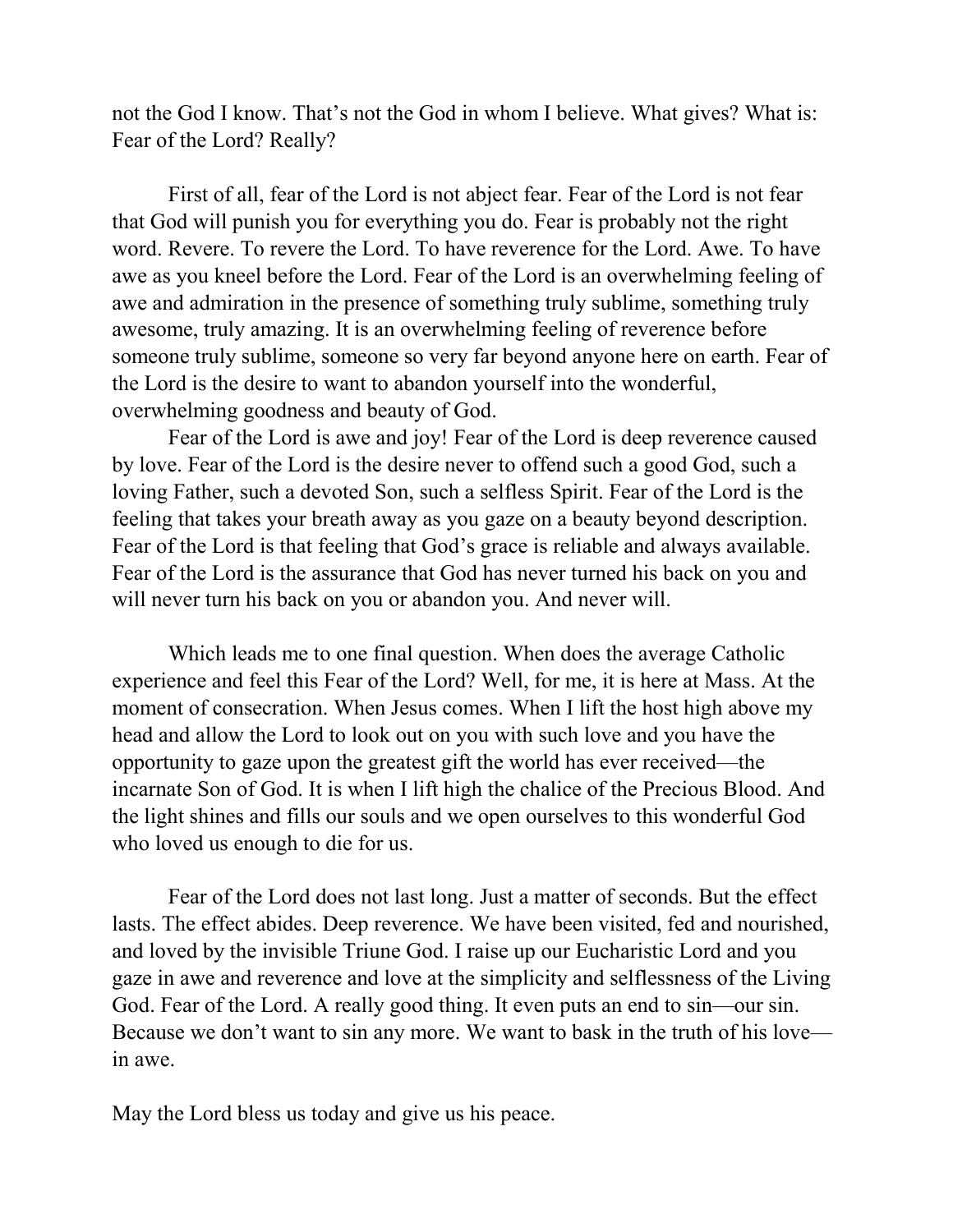not the God I know. That's not the God in whom I believe. What gives? What is: Fear of the Lord? Really?

First of all, fear of the Lord is not abject fear. Fear of the Lord is not fear that God will punish you for everything you do. Fear is probably not the right word. Revere. To revere the Lord. To have reverence for the Lord. Awe. To have awe as you kneel before the Lord. Fear of the Lord is an overwhelming feeling of awe and admiration in the presence of something truly sublime, something truly awesome, truly amazing. It is an overwhelming feeling of reverence before someone truly sublime, someone so very far beyond anyone here on earth. Fear of the Lord is the desire to want to abandon yourself into the wonderful, overwhelming goodness and beauty of God.

Fear of the Lord is awe and joy! Fear of the Lord is deep reverence caused by love. Fear of the Lord is the desire never to offend such a good God, such a loving Father, such a devoted Son, such a selfless Spirit. Fear of the Lord is the feeling that takes your breath away as you gaze on a beauty beyond description. Fear of the Lord is that feeling that God's grace is reliable and always available. Fear of the Lord is the assurance that God has never turned his back on you and will never turn his back on you or abandon you. And never will.

Which leads me to one final question. When does the average Catholic experience and feel this Fear of the Lord? Well, for me, it is here at Mass. At the moment of consecration. When Jesus comes. When I lift the host high above my head and allow the Lord to look out on you with such love and you have the opportunity to gaze upon the greatest gift the world has ever received—the incarnate Son of God. It is when I lift high the chalice of the Precious Blood. And the light shines and fills our souls and we open ourselves to this wonderful God who loved us enough to die for us.

Fear of the Lord does not last long. Just a matter of seconds. But the effect lasts. The effect abides. Deep reverence. We have been visited, fed and nourished, and loved by the invisible Triune God. I raise up our Eucharistic Lord and you gaze in awe and reverence and love at the simplicity and selflessness of the Living God. Fear of the Lord. A really good thing. It even puts an end to sin—our sin. Because we don't want to sin any more. We want to bask in the truth of his love—in awe.

May the Lord bless us today and give us his peace.